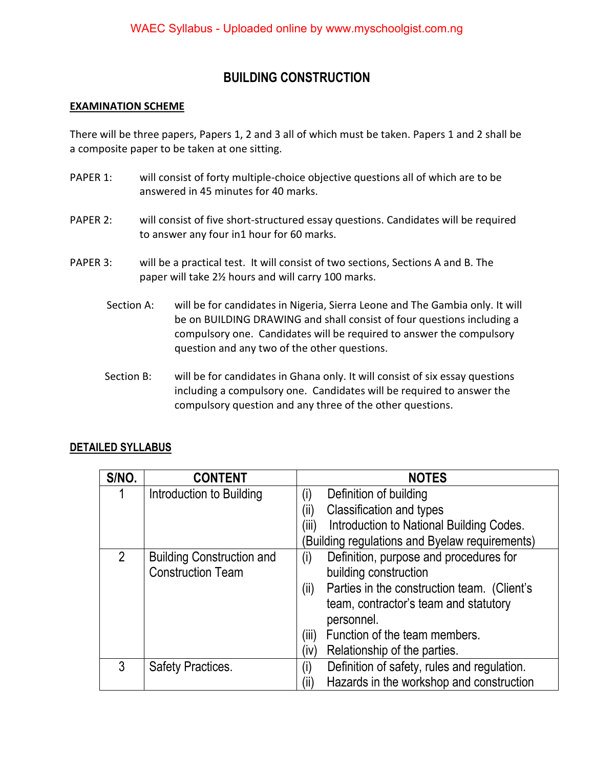# BUILDING CONSTRUCTION

## EXAMINATION SCHEME

There will be three papers, Papers 1, 2 and 3 all of which must be taken. Papers 1 and 2 shall be a composite paper to be taken at one sitting.

PAPER 1: will consist of forty multiple-choice objective questions all of which are to be answered in 45 minutes for 40 marks.

PAPER 2: will consist of five short-structured essay questions. Candidates will be required to answer any four in1 hour for 60 marks.

PAPER 3: will be a practical test. It will consist of two sections, Sections A and B. The paper will take 2½ hours and will carry 100 marks.

Section A: will be for candidates in Nigeria, Sierra Leone and The Gambia only. It will be on BUILDING DRAWING and shall consist of four questions including a compulsory one. Candidates will be required to answer the compulsory question and any two of the other questions.

Section B: will be for candidates in Ghana only. It will consist of six essay questions including a compulsory one. Candidates will be required to answer the compulsory question and any three of the other questions.

## DETAILED SYLLABUS

| S/NO. | CONTENT | NOTES |
|---|---|---|
| 1 | Introduction to Building | (i) Definition of building<br>(ii) Classification and types<br>(iii) Introduction to National Building Codes. (Building regulations and Byelaw requirements) |
| 2 | Building Construction and Construction Team | (i) Definition, purpose and procedures for building construction<br>(ii) Parties in the construction team. (Client's team, contractor's team and statutory personnel.<br>(iii) Function of the team members.<br>(iv) Relationship of the parties. |
| 3 | Safety Practices. | (i) Definition of safety, rules and regulation.<br>(ii) Hazards in the workshop and construction |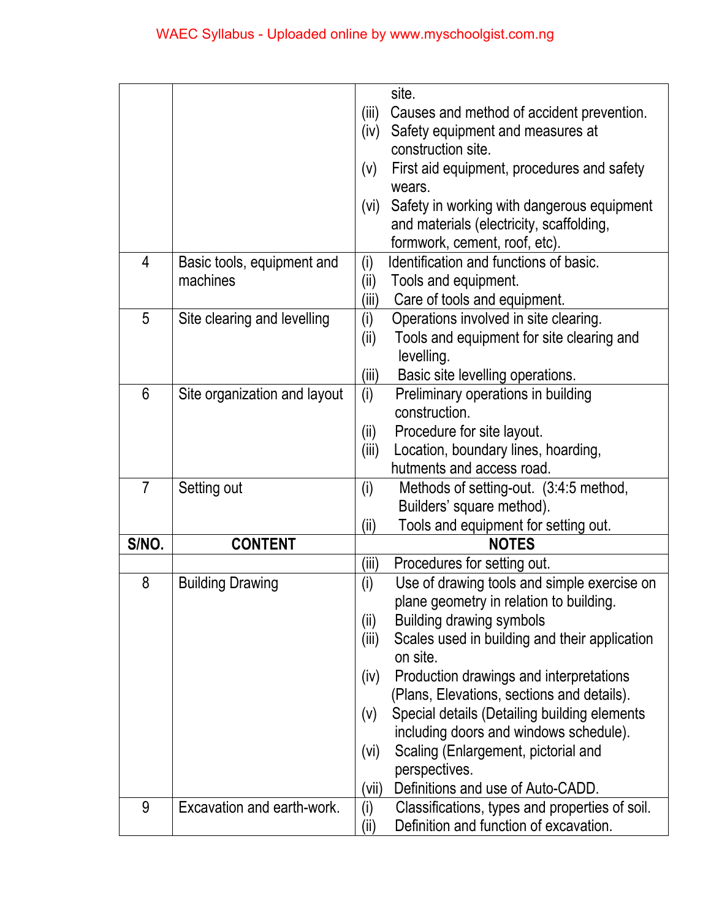| S/NO. | CONTENT | NOTES |
|---|---|---|
| | | site.<br>(iii) Causes and method of accident prevention.<br>(iv) Safety equipment and measures at construction site.<br>(v) First aid equipment, procedures and safety wears.<br>(vi) Safety in working with dangerous equipment and materials (electricity, scaffolding, formwork, cement, roof, etc). |
| 4 | Basic tools, equipment and machines | (i) Identification and functions of basic.<br>(ii) Tools and equipment.<br>(iii) Care of tools and equipment. |
| 5 | Site clearing and levelling | (i) Operations involved in site clearing.<br>(ii) Tools and equipment for site clearing and levelling.<br>(iii) Basic site levelling operations. |
| 6 | Site organization and layout | (i) Preliminary operations in building construction.<br>(ii) Procedure for site layout.<br>(iii) Location, boundary lines, hoarding, hutments and access road. |
| 7 | Setting out | (i) Methods of setting-out. (3:4:5 method, Builders' square method).<br>(ii) Tools and equipment for setting out.<br>(iii) Procedures for setting out. |
| 8 | Building Drawing | (i) Use of drawing tools and simple exercise on plane geometry in relation to building.<br>(ii) Building drawing symbols<br>(iii) Scales used in building and their application on site.<br>(iv) Production drawings and interpretations (Plans, Elevations, sections and details).<br>(v) Special details (Detailing building elements including doors and windows schedule).<br>(vi) Scaling (Enlargement, pictorial and perspectives.<br>(vii) Definitions and use of Auto-CADD. |
| 9 | Excavation and earth-work. | (i) Classifications, types and properties of soil.<br>(ii) Definition and function of excavation. |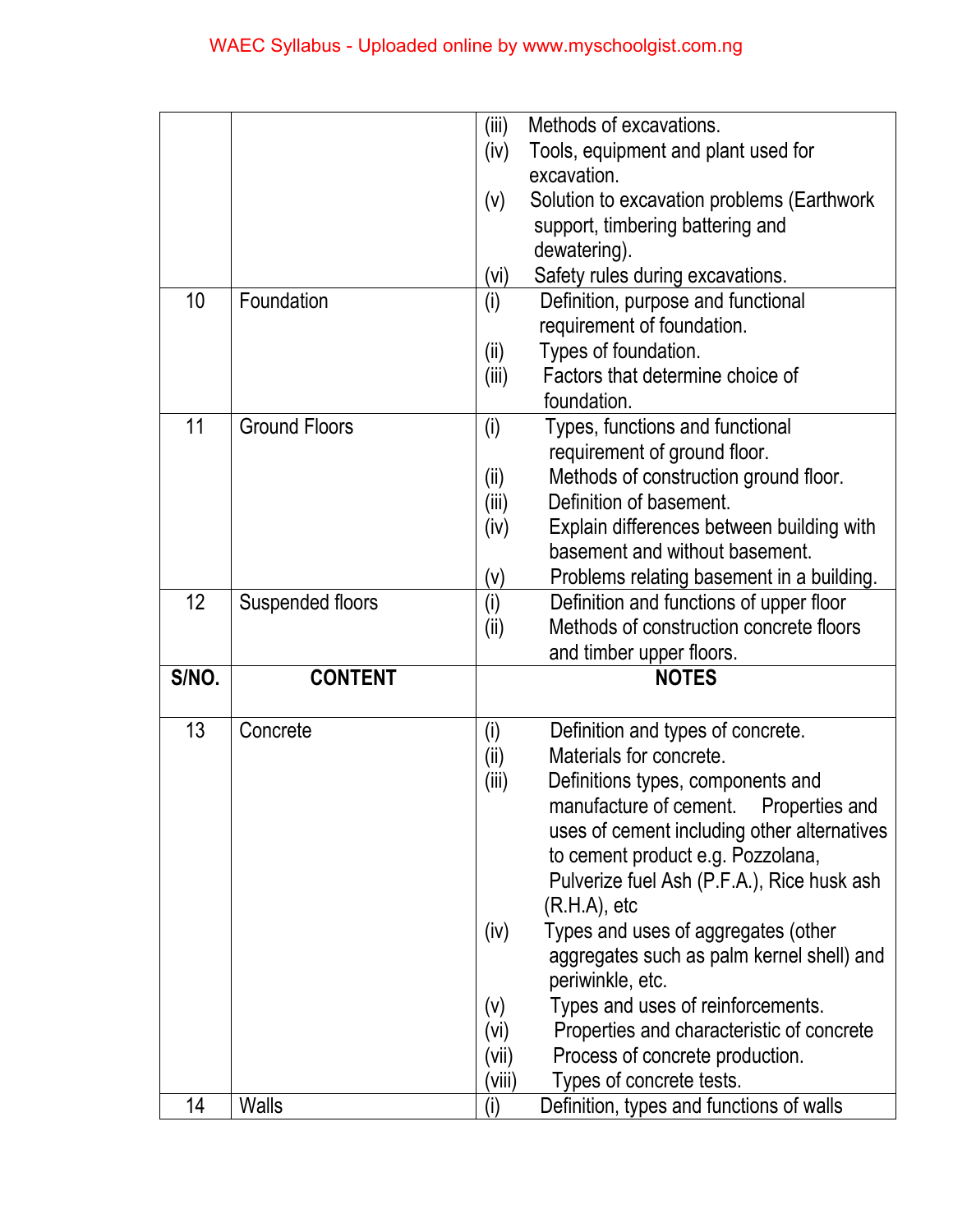| | | |
|---|---|---|
| | | (iii) Methods of excavations.<br>(iv) Tools, equipment and plant used for excavation.<br>(v) Solution to excavation problems (Earthwork support, timbering battering and dewatering).<br>(vi) Safety rules during excavations. |
| 10 | Foundation | (i) Definition, purpose and functional requirement of foundation.<br>(ii) Types of foundation.<br>(iii) Factors that determine choice of foundation. |
| 11 | Ground Floors | (i) Types, functions and functional requirement of ground floor.<br>(ii) Methods of construction ground floor.<br>(iii) Definition of basement.<br>(iv) Explain differences between building with basement and without basement.<br>(v) Problems relating basement in a building. |
| 12 | Suspended floors | (i) Definition and functions of upper floor<br>(ii) Methods of construction concrete floors and timber upper floors. |
| **S/NO.** | **CONTENT** | **NOTES** |
| 13 | Concrete | (i) Definition and types of concrete.<br>(ii) Materials for concrete.<br>(iii) Definitions types, components and manufacture of cement. Properties and uses of cement including other alternatives to cement product e.g. Pozzolana, Pulverize fuel Ash (P.F.A.), Rice husk ash (R.H.A), etc<br>(iv) Types and uses of aggregates (other aggregates such as palm kernel shell) and periwinkle, etc.<br>(v) Types and uses of reinforcements.<br>(vi) Properties and characteristic of concrete<br>(vii) Process of concrete production.<br>(viii) Types of concrete tests. |
| 14 | Walls | (i) Definition, types and functions of walls |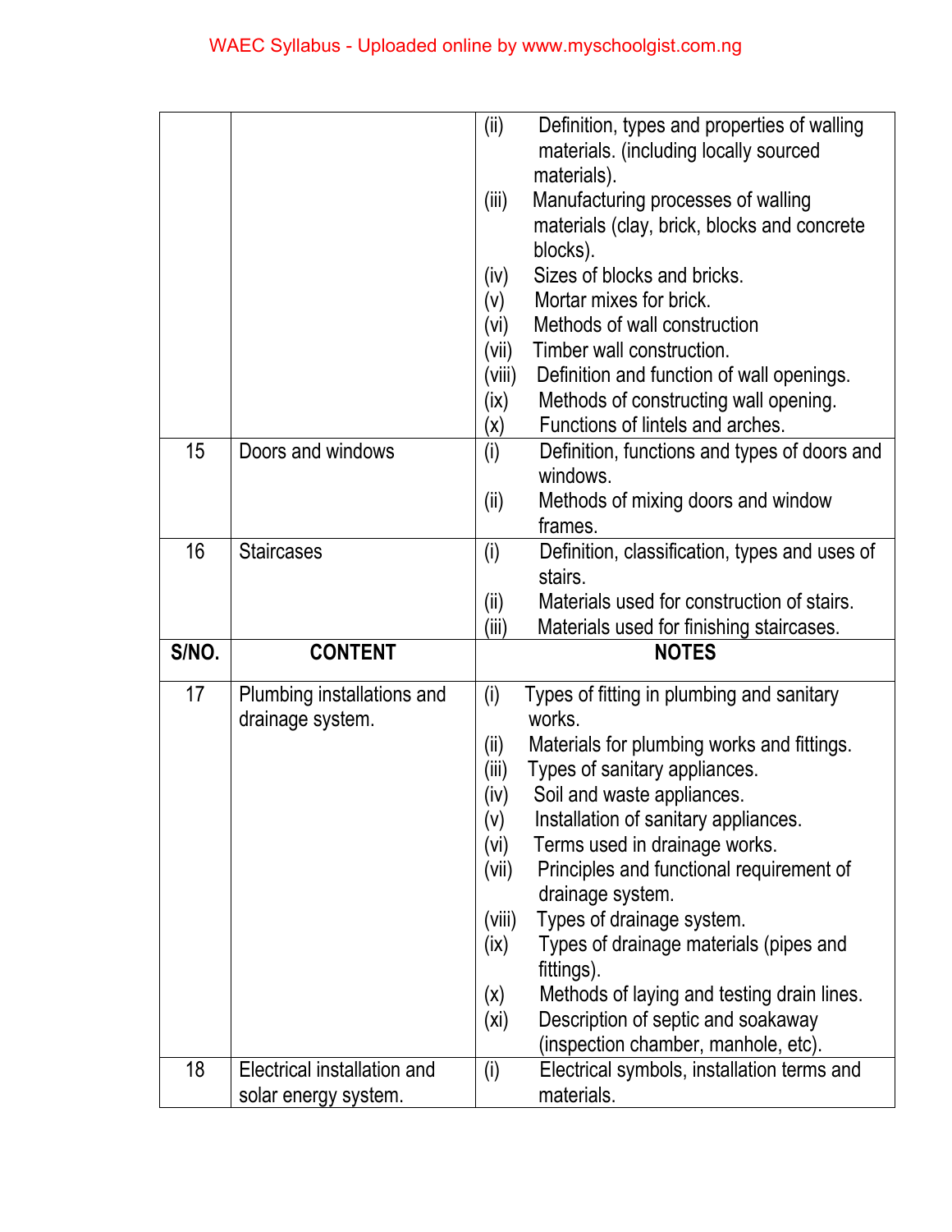| S/NO. | CONTENT | NOTES |
|---|---|---|
| | | (ii) Definition, types and properties of walling materials. (including locally sourced materials).<br>(iii) Manufacturing processes of walling materials (clay, brick, blocks and concrete blocks).<br>(iv) Sizes of blocks and bricks.<br>(v) Mortar mixes for brick.<br>(vi) Methods of wall construction<br>(vii) Timber wall construction.<br>(viii) Definition and function of wall openings.<br>(ix) Methods of constructing wall opening.<br>(x) Functions of lintels and arches. |
| 15 | Doors and windows | (i) Definition, functions and types of doors and windows.<br>(ii) Methods of mixing doors and window frames. |
| 16 | Staircases | (i) Definition, classification, types and uses of stairs.<br>(ii) Materials used for construction of stairs.<br>(iii) Materials used for finishing staircases. |
| 17 | Plumbing installations and drainage system. | (i) Types of fitting in plumbing and sanitary works.<br>(ii) Materials for plumbing works and fittings.<br>(iii) Types of sanitary appliances.<br>(iv) Soil and waste appliances.<br>(v) Installation of sanitary appliances.<br>(vi) Terms used in drainage works.<br>(vii) Principles and functional requirement of drainage system.<br>(viii) Types of drainage system.<br>(ix) Types of drainage materials (pipes and fittings).<br>(x) Methods of laying and testing drain lines.<br>(xi) Description of septic and soakaway (inspection chamber, manhole, etc). |
| 18 | Electrical installation and solar energy system. | (i) Electrical symbols, installation terms and materials. |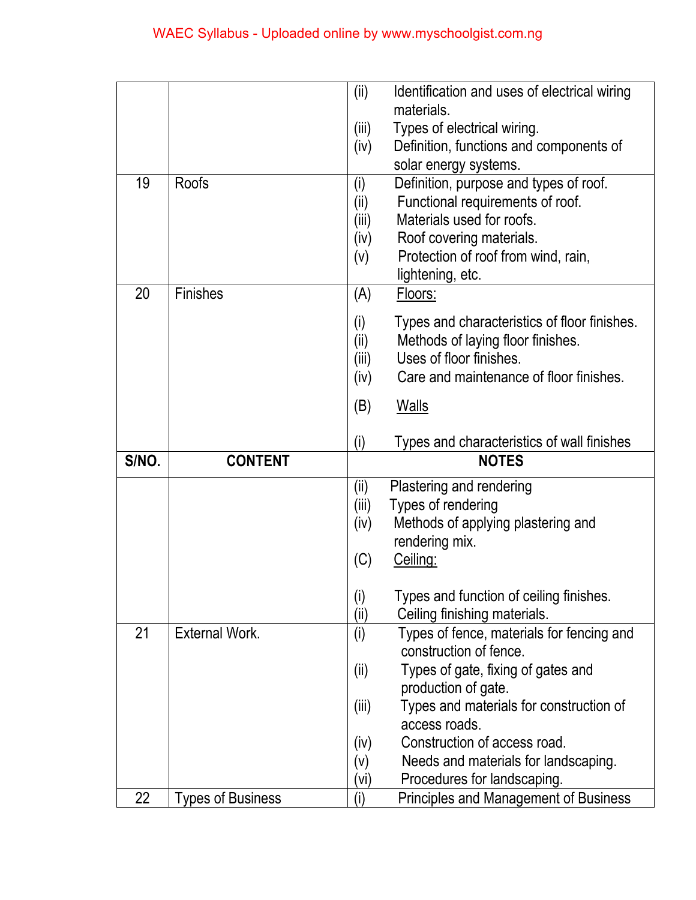| S/NO. | CONTENT | NOTES |
|---|---|---|
| | | (ii) Identification and uses of electrical wiring materials.<br>(iii) Types of electrical wiring.<br>(iv) Definition, functions and components of solar energy systems. |
| 19 | Roofs | (i) Definition, purpose and types of roof.<br>(ii) Functional requirements of roof.<br>(iii) Materials used for roofs.<br>(iv) Roof covering materials.<br>(v) Protection of roof from wind, rain, lightening, etc. |
| 20 | Finishes | (A) Floors:<br>(i) Types and characteristics of floor finishes.<br>(ii) Methods of laying floor finishes.<br>(iii) Uses of floor finishes.<br>(iv) Care and maintenance of floor finishes.<br>(B) Walls<br>(i) Types and characteristics of wall finishes<br>(ii) Plastering and rendering<br>(iii) Types of rendering<br>(iv) Methods of applying plastering and rendering mix.<br>(C) Ceiling:<br>(i) Types and function of ceiling finishes.<br>(ii) Ceiling finishing materials. |
| 21 | External Work. | (i) Types of fence, materials for fencing and construction of fence.<br>(ii) Types of gate, fixing of gates and production of gate.<br>(iii) Types and materials for construction of access roads.<br>(iv) Construction of access road.<br>(v) Needs and materials for landscaping.<br>(vi) Procedures for landscaping. |
| 22 | Types of Business | (i) Principles and Management of Business |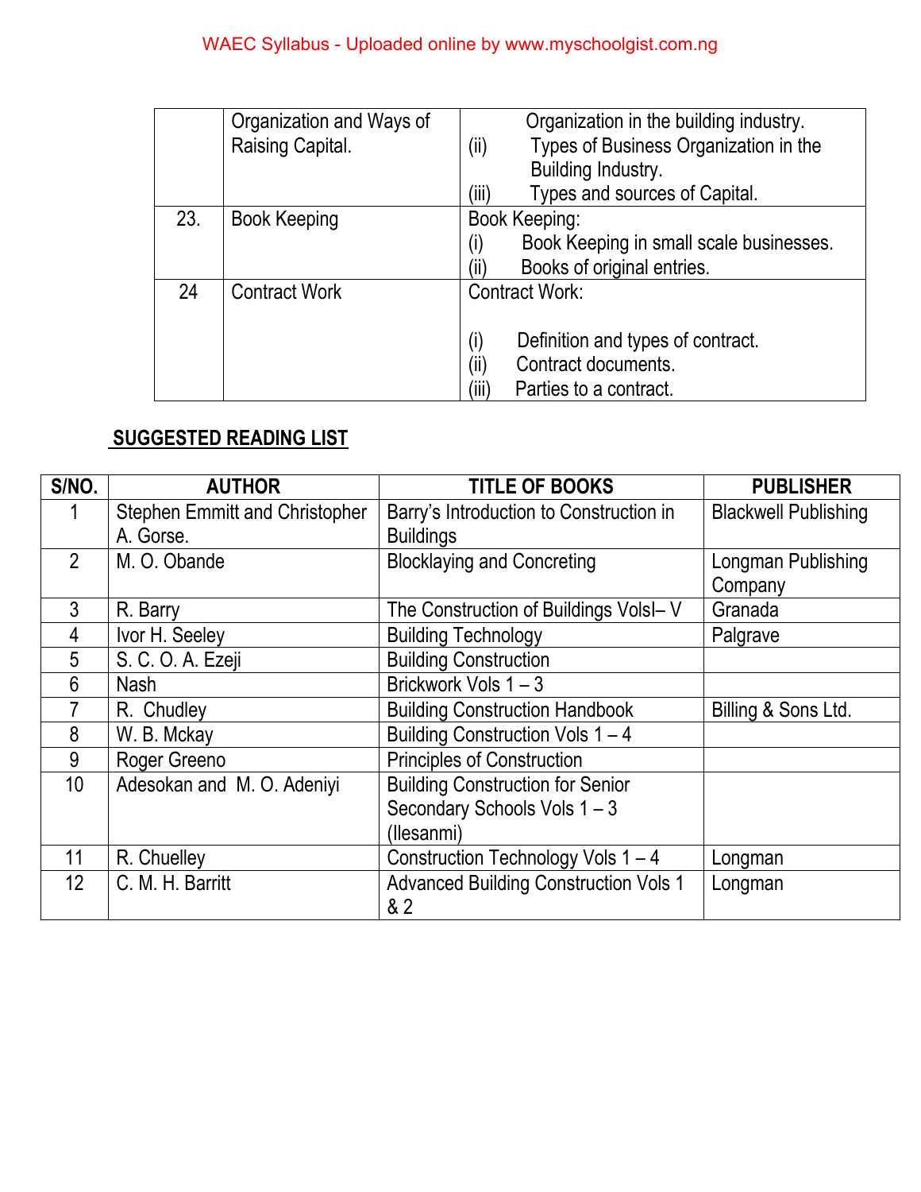| | | |
|---|---|---|
| | Organization and Ways of Raising Capital. | Organization in the building industry.<br>(ii) Types of Business Organization in the Building Industry.<br>(iii) Types and sources of Capital. |
| 23. | Book Keeping | Book Keeping:<br>(i) Book Keeping in small scale businesses.<br>(ii) Books of original entries. |
| 24 | Contract Work | Contract Work:<br><br>(i) Definition and types of contract.<br>(ii) Contract documents.<br>(iii) Parties to a contract. |

## SUGGESTED READING LIST

| S/NO. | AUTHOR | TITLE OF BOOKS | PUBLISHER |
|---|---|---|---|
| 1 | Stephen Emmitt and Christopher A. Gorse. | Barry's Introduction to Construction in Buildings | Blackwell Publishing |
| 2 | M. O. Obande | Blocklaying and Concreting | Longman Publishing Company |
| 3 | R. Barry | The Construction of Buildings VolsI– V | Granada |
| 4 | Ivor H. Seeley | Building Technology | Palgrave |
| 5 | S. C. O. A. Ezeji | Building Construction | |
| 6 | Nash | Brickwork Vols 1 – 3 | |
| 7 | R. Chudley | Building Construction Handbook | Billing & Sons Ltd. |
| 8 | W. B. Mckay | Building Construction Vols 1 – 4 | |
| 9 | Roger Greeno | Principles of Construction | |
| 10 | Adesokan and M. O. Adeniyi | Building Construction for Senior Secondary Schools Vols 1 – 3 (Ilesanmi) | |
| 11 | R. Chuelley | Construction Technology Vols 1 – 4 | Longman |
| 12 | C. M. H. Barritt | Advanced Building Construction Vols 1 & 2 | Longman |